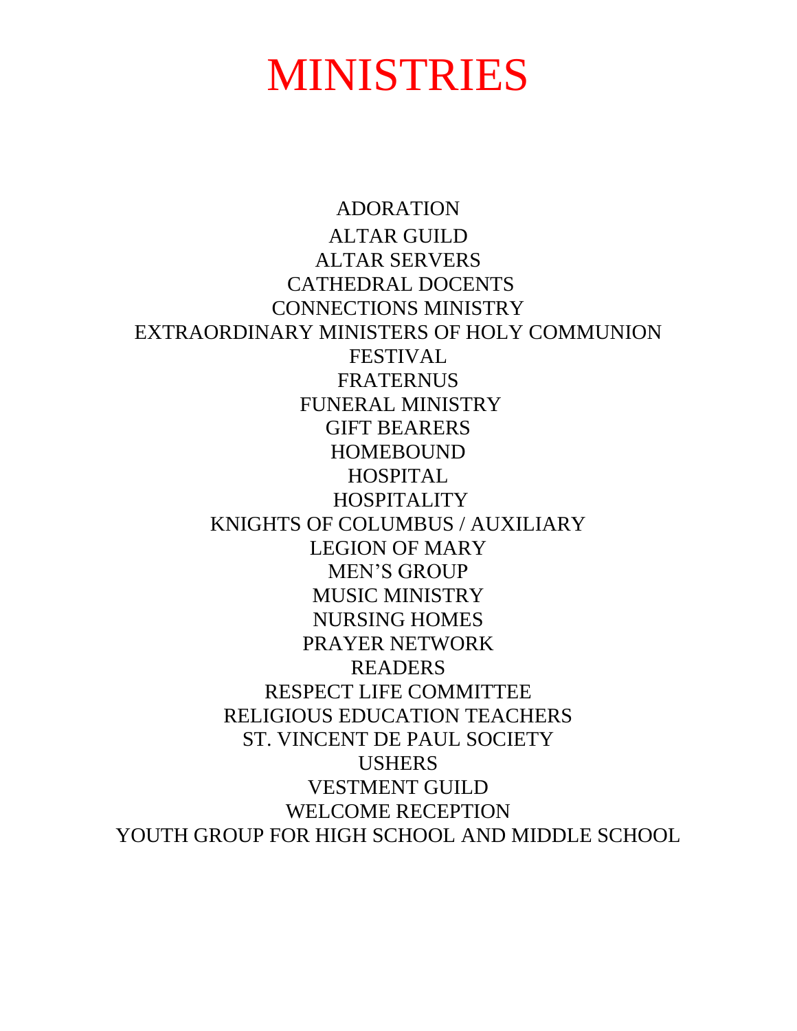# MINISTRIES

ADORATION
ALTAR GUILD
ALTAR SERVERS
CATHEDRAL DOCENTS
CONNECTIONS MINISTRY
EXTRAORDINARY MINISTERS OF HOLY COMMUNION
FESTIVAL
FRATERNUS
FUNERAL MINISTRY
GIFT BEARERS
HOMEBOUND
HOSPITAL
HOSPITALITY
KNIGHTS OF COLUMBUS / AUXILIARY
LEGION OF MARY
MEN'S GROUP
MUSIC MINISTRY
NURSING HOMES
PRAYER NETWORK
READERS
RESPECT LIFE COMMITTEE
RELIGIOUS EDUCATION TEACHERS
ST. VINCENT DE PAUL SOCIETY
USHERS
VESTMENT GUILD
WELCOME RECEPTION
YOUTH GROUP FOR HIGH SCHOOL AND MIDDLE SCHOOL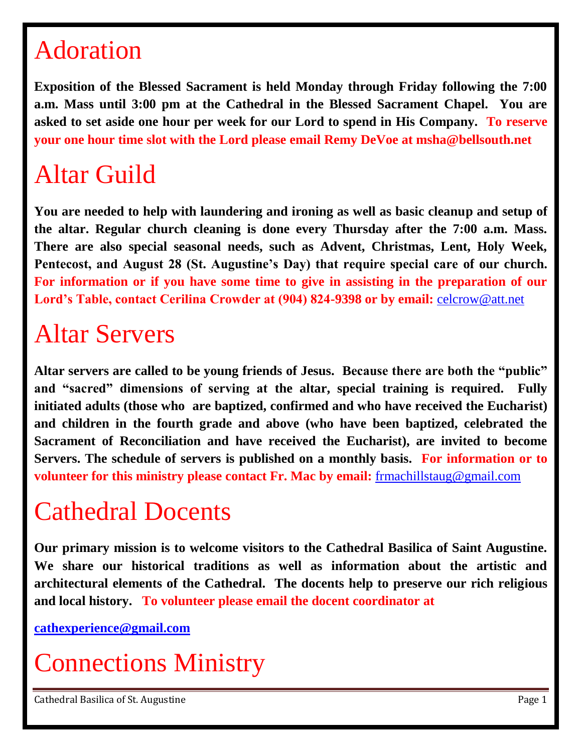# Adoration

**Exposition of the Blessed Sacrament is held Monday through Friday following the 7:00 a.m. Mass until 3:00 pm at the Cathedral in the Blessed Sacrament Chapel. You are asked to set aside one hour per week for our Lord to spend in His Company. To reserve your one hour time slot with the Lord please email Remy DeVoe at msha@bellsouth.net**

# Altar Guild

**You are needed to help with laundering and ironing as well as basic cleanup and setup of the altar. Regular church cleaning is done every Thursday after the 7:00 a.m. Mass. There are also special seasonal needs, such as Advent, Christmas, Lent, Holy Week, Pentecost, and August 28 (St. Augustine's Day) that require special care of our church. For information or if you have some time to give in assisting in the preparation of our Lord's Table, contact Cerilina Crowder at (904) 824-9398 or by email:** celcrow@att.net

# Altar Servers

**Altar servers are called to be young friends of Jesus. Because there are both the "public" and "sacred" dimensions of serving at the altar, special training is required. Fully initiated adults (those who are baptized, confirmed and who have received the Eucharist) and children in the fourth grade and above (who have been baptized, celebrated the Sacrament of Reconciliation and have received the Eucharist), are invited to become Servers. The schedule of servers is published on a monthly basis. For information or to volunteer for this ministry please contact Fr. Mac by email:** frmachillstaug@gmail.com

# Cathedral Docents

**Our primary mission is to welcome visitors to the Cathedral Basilica of Saint Augustine. We share our historical traditions as well as information about the artistic and architectural elements of the Cathedral. The docents help to preserve our rich religious and local history. To volunteer please email the docent coordinator at**

**cathexperience@gmail.com**

# Connections Ministry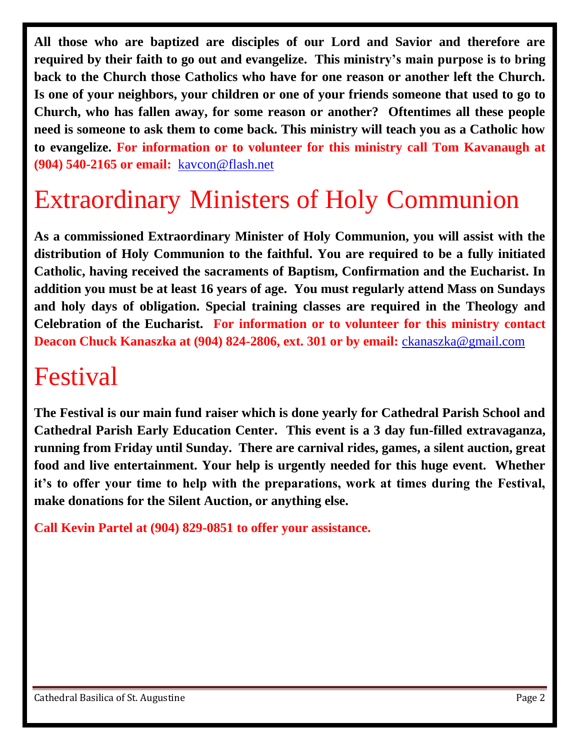**All those who are baptized are disciples of our Lord and Savior and therefore are required by their faith to go out and evangelize. This ministry's main purpose is to bring back to the Church those Catholics who have for one reason or another left the Church. Is one of your neighbors, your children or one of your friends someone that used to go to Church, who has fallen away, for some reason or another? Oftentimes all these people need is someone to ask them to come back. This ministry will teach you as a Catholic how to evangelize. For information or to volunteer for this ministry call Tom Kavanaugh at (904) 540-2165 or email:** kavcon@flash.net

# Extraordinary Ministers of Holy Communion

**As a commissioned Extraordinary Minister of Holy Communion, you will assist with the distribution of Holy Communion to the faithful. You are required to be a fully initiated Catholic, having received the sacraments of Baptism, Confirmation and the Eucharist. In addition you must be at least 16 years of age. You must regularly attend Mass on Sundays and holy days of obligation. Special training classes are required in the Theology and Celebration of the Eucharist. For information or to volunteer for this ministry contact Deacon Chuck Kanaszka at (904) 824-2806, ext. 301 or by email:** ckanaszka@gmail.com

# Festival

**The Festival is our main fund raiser which is done yearly for Cathedral Parish School and Cathedral Parish Early Education Center. This event is a 3 day fun-filled extravaganza, running from Friday until Sunday. There are carnival rides, games, a silent auction, great food and live entertainment. Your help is urgently needed for this huge event. Whether it's to offer your time to help with the preparations, work at times during the Festival, make donations for the Silent Auction, or anything else.**

**Call Kevin Partel at (904) 829-0851 to offer your assistance.**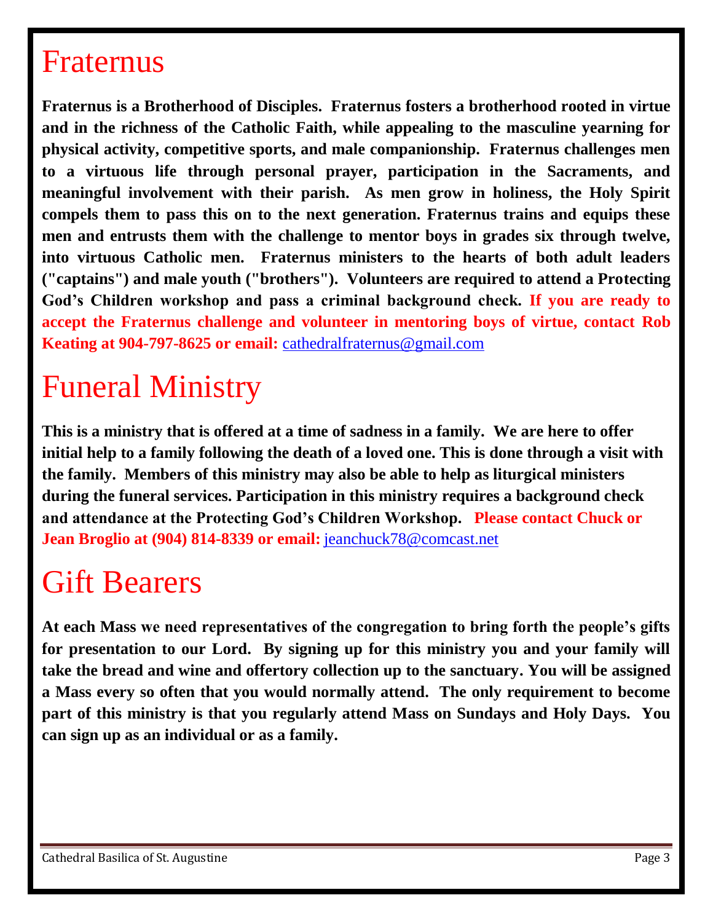# Fraternus

**Fraternus is a Brotherhood of Disciples. Fraternus fosters a brotherhood rooted in virtue and in the richness of the Catholic Faith, while appealing to the masculine yearning for physical activity, competitive sports, and male companionship. Fraternus challenges men to a virtuous life through personal prayer, participation in the Sacraments, and meaningful involvement with their parish. As men grow in holiness, the Holy Spirit compels them to pass this on to the next generation. Fraternus trains and equips these men and entrusts them with the challenge to mentor boys in grades six through twelve, into virtuous Catholic men. Fraternus ministers to the hearts of both adult leaders ("captains") and male youth ("brothers"). Volunteers are required to attend a Protecting God's Children workshop and pass a criminal background check. If you are ready to accept the Fraternus challenge and volunteer in mentoring boys of virtue, contact Rob Keating at 904-797-8625 or email:** cathedralfraternus@gmail.com

# Funeral Ministry

**This is a ministry that is offered at a time of sadness in a family. We are here to offer initial help to a family following the death of a loved one. This is done through a visit with the family. Members of this ministry may also be able to help as liturgical ministers during the funeral services. Participation in this ministry requires a background check and attendance at the Protecting God's Children Workshop. Please contact Chuck or Jean Broglio at (904) 814-8339 or email:** jeanchuck78@comcast.net

# Gift Bearers

**At each Mass we need representatives of the congregation to bring forth the people's gifts for presentation to our Lord. By signing up for this ministry you and your family will take the bread and wine and offertory collection up to the sanctuary. You will be assigned a Mass every so often that you would normally attend. The only requirement to become part of this ministry is that you regularly attend Mass on Sundays and Holy Days. You can sign up as an individual or as a family.**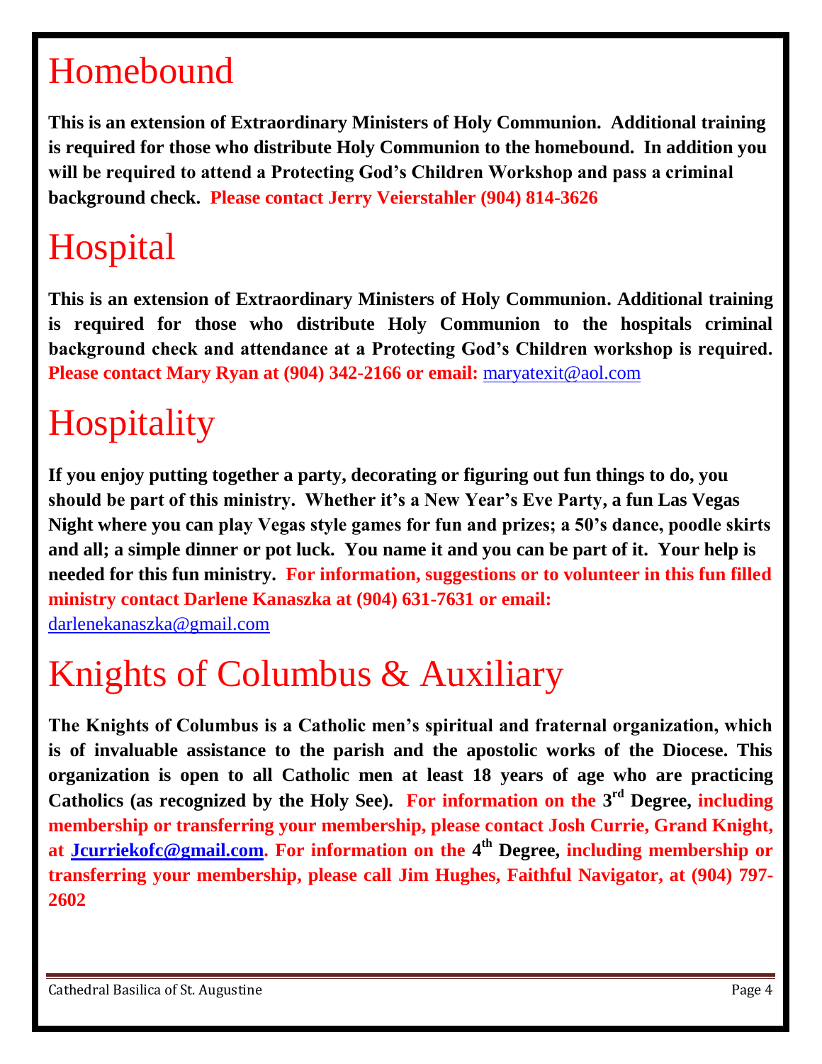# Homebound

**This is an extension of Extraordinary Ministers of Holy Communion. Additional training is required for those who distribute Holy Communion to the homebound. In addition you will be required to attend a Protecting God's Children Workshop and pass a criminal background check. Please contact Jerry Veierstahler (904) 814-3626**

# Hospital

**This is an extension of Extraordinary Ministers of Holy Communion. Additional training is required for those who distribute Holy Communion to the hospitals criminal background check and attendance at a Protecting God's Children workshop is required. Please contact Mary Ryan at (904) 342-2166 or email:** maryatexit@aol.com

# Hospitality

**If you enjoy putting together a party, decorating or figuring out fun things to do, you should be part of this ministry. Whether it's a New Year's Eve Party, a fun Las Vegas Night where you can play Vegas style games for fun and prizes; a 50's dance, poodle skirts and all; a simple dinner or pot luck. You name it and you can be part of it. Your help is needed for this fun ministry. For information, suggestions or to volunteer in this fun filled ministry contact Darlene Kanaszka at (904) 631-7631 or email:**
darlenekanaszka@gmail.com

# Knights of Columbus & Auxiliary

**The Knights of Columbus is a Catholic men's spiritual and fraternal organization, which is of invaluable assistance to the parish and the apostolic works of the Diocese. This organization is open to all Catholic men at least 18 years of age who are practicing Catholics (as recognized by the Holy See). For information on the 3rd Degree, including membership or transferring your membership, please contact Josh Currie, Grand Knight, at Jcurriekofc@gmail.com. For information on the 4th Degree, including membership or transferring your membership, please call Jim Hughes, Faithful Navigator, at (904) 797-2602**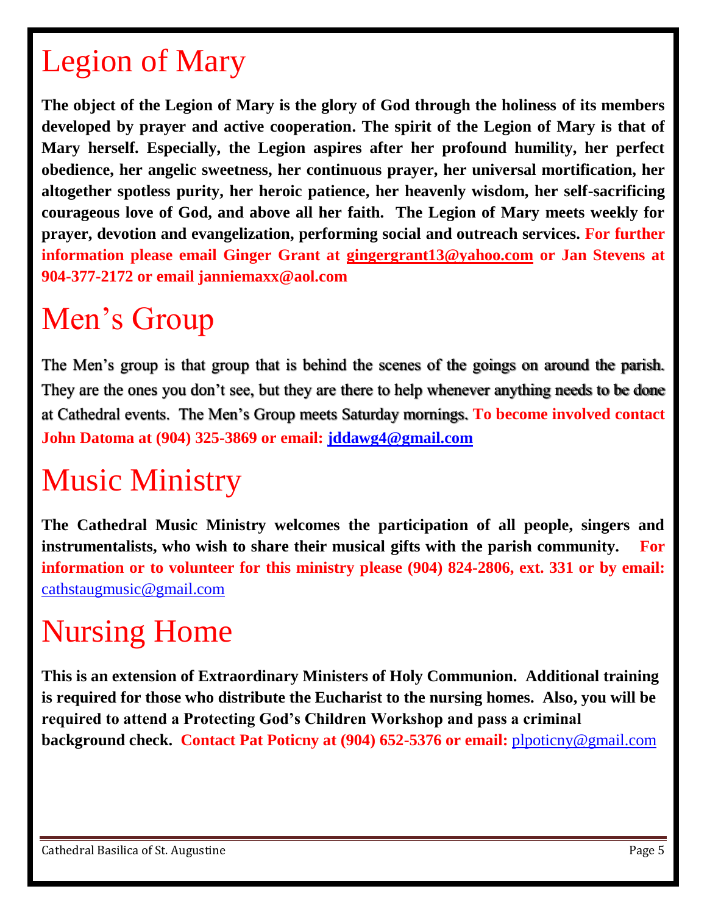# Legion of Mary

**The object of the Legion of Mary is the glory of God through the holiness of its members developed by prayer and active cooperation. The spirit of the Legion of Mary is that of Mary herself. Especially, the Legion aspires after her profound humility, her perfect obedience, her angelic sweetness, her continuous prayer, her universal mortification, her altogether spotless purity, her heroic patience, her heavenly wisdom, her self-sacrificing courageous love of God, and above all her faith. The Legion of Mary meets weekly for prayer, devotion and evangelization, performing social and outreach services. For further information please email Ginger Grant at gingergrant13@yahoo.com or Jan Stevens at 904-377-2172 or email janniemaxx@aol.com**

# Men's Group

The Men's group is that group that is behind the scenes of the goings on around the parish. They are the ones you don't see, but they are there to help whenever anything needs to be done at Cathedral events. The Men's Group meets Saturday mornings. **To become involved contact John Datoma at (904) 325-3869 or email: jddawg4@gmail.com**

# Music Ministry

**The Cathedral Music Ministry welcomes the participation of all people, singers and instrumentalists, who wish to share their musical gifts with the parish community. For information or to volunteer for this ministry please (904) 824-2806, ext. 331 or by email:** cathstaugmusic@gmail.com

# Nursing Home

**This is an extension of Extraordinary Ministers of Holy Communion. Additional training is required for those who distribute the Eucharist to the nursing homes. Also, you will be required to attend a Protecting God's Children Workshop and pass a criminal background check. Contact Pat Poticny at (904) 652-5376 or email:** plpoticny@gmail.com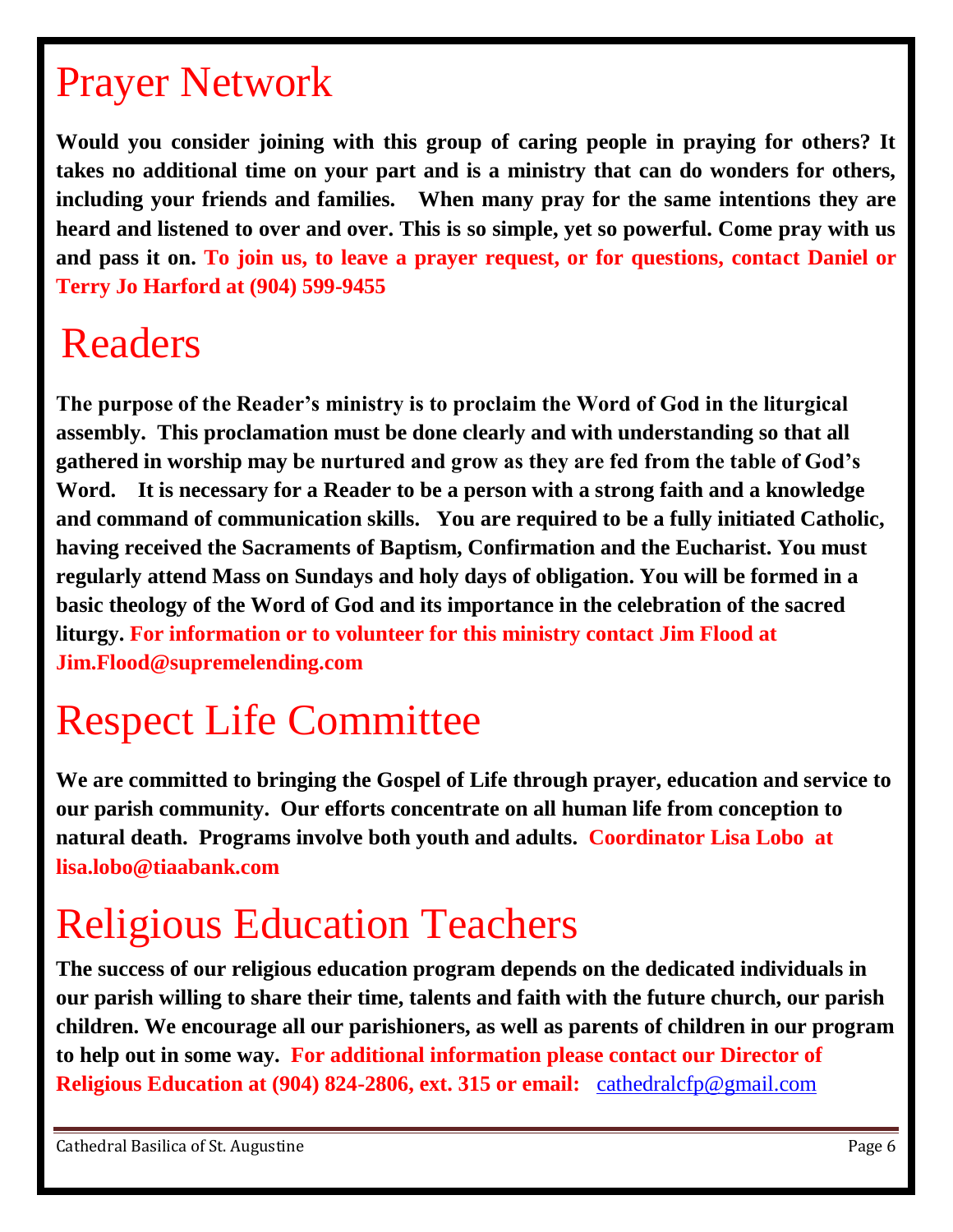# Prayer Network

**Would you consider joining with this group of caring people in praying for others? It takes no additional time on your part and is a ministry that can do wonders for others, including your friends and families. When many pray for the same intentions they are heard and listened to over and over. This is so simple, yet so powerful. Come pray with us and pass it on. To join us, to leave a prayer request, or for questions, contact Daniel or Terry Jo Harford at (904) 599-9455**

# Readers

**The purpose of the Reader's ministry is to proclaim the Word of God in the liturgical assembly. This proclamation must be done clearly and with understanding so that all gathered in worship may be nurtured and grow as they are fed from the table of God's Word. It is necessary for a Reader to be a person with a strong faith and a knowledge and command of communication skills. You are required to be a fully initiated Catholic, having received the Sacraments of Baptism, Confirmation and the Eucharist. You must regularly attend Mass on Sundays and holy days of obligation. You will be formed in a basic theology of the Word of God and its importance in the celebration of the sacred liturgy. For information or to volunteer for this ministry contact Jim Flood at Jim.Flood@supremelending.com**

# Respect Life Committee

**We are committed to bringing the Gospel of Life through prayer, education and service to our parish community. Our efforts concentrate on all human life from conception to natural death. Programs involve both youth and adults. Coordinator Lisa Lobo at lisa.lobo@tiaabank.com**

# Religious Education Teachers

**The success of our religious education program depends on the dedicated individuals in our parish willing to share their time, talents and faith with the future church, our parish children. We encourage all our parishioners, as well as parents of children in our program to help out in some way. For additional information please contact our Director of Religious Education at (904) 824-2806, ext. 315 or email:** cathedralcfp@gmail.com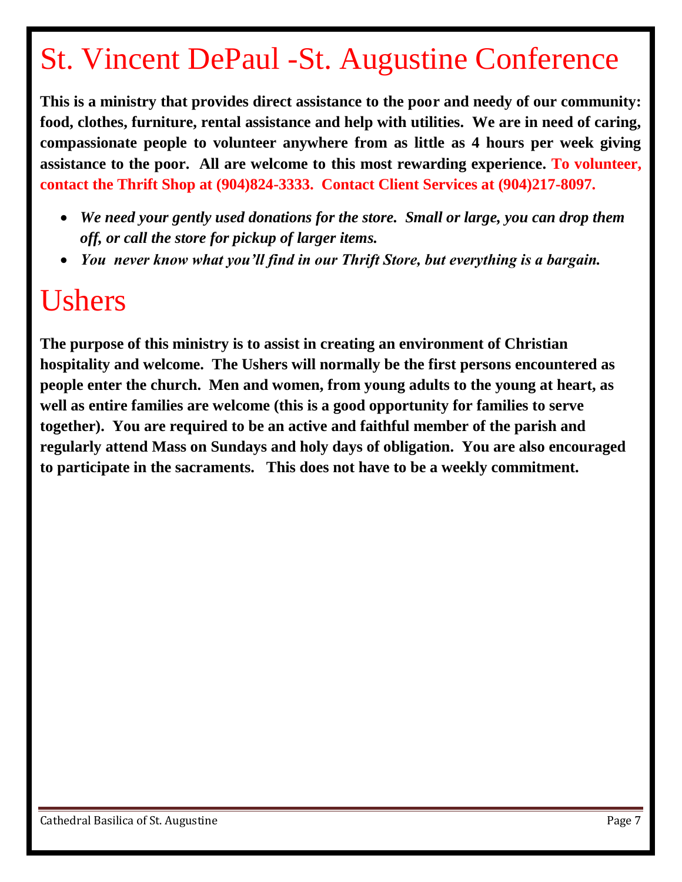# St. Vincent DePaul -St. Augustine Conference

**This is a ministry that provides direct assistance to the poor and needy of our community: food, clothes, furniture, rental assistance and help with utilities. We are in need of caring, compassionate people to volunteer anywhere from as little as 4 hours per week giving assistance to the poor. All are welcome to this most rewarding experience. To volunteer, contact the Thrift Shop at (904)824-3333. Contact Client Services at (904)217-8097.**

- ***We need your gently used donations for the store. Small or large, you can drop them off, or call the store for pickup of larger items.***
- ***You never know what you'll find in our Thrift Store, but everything is a bargain.***

# Ushers

**The purpose of this ministry is to assist in creating an environment of Christian hospitality and welcome. The Ushers will normally be the first persons encountered as people enter the church. Men and women, from young adults to the young at heart, as well as entire families are welcome (this is a good opportunity for families to serve together). You are required to be an active and faithful member of the parish and regularly attend Mass on Sundays and holy days of obligation. You are also encouraged to participate in the sacraments. This does not have to be a weekly commitment.**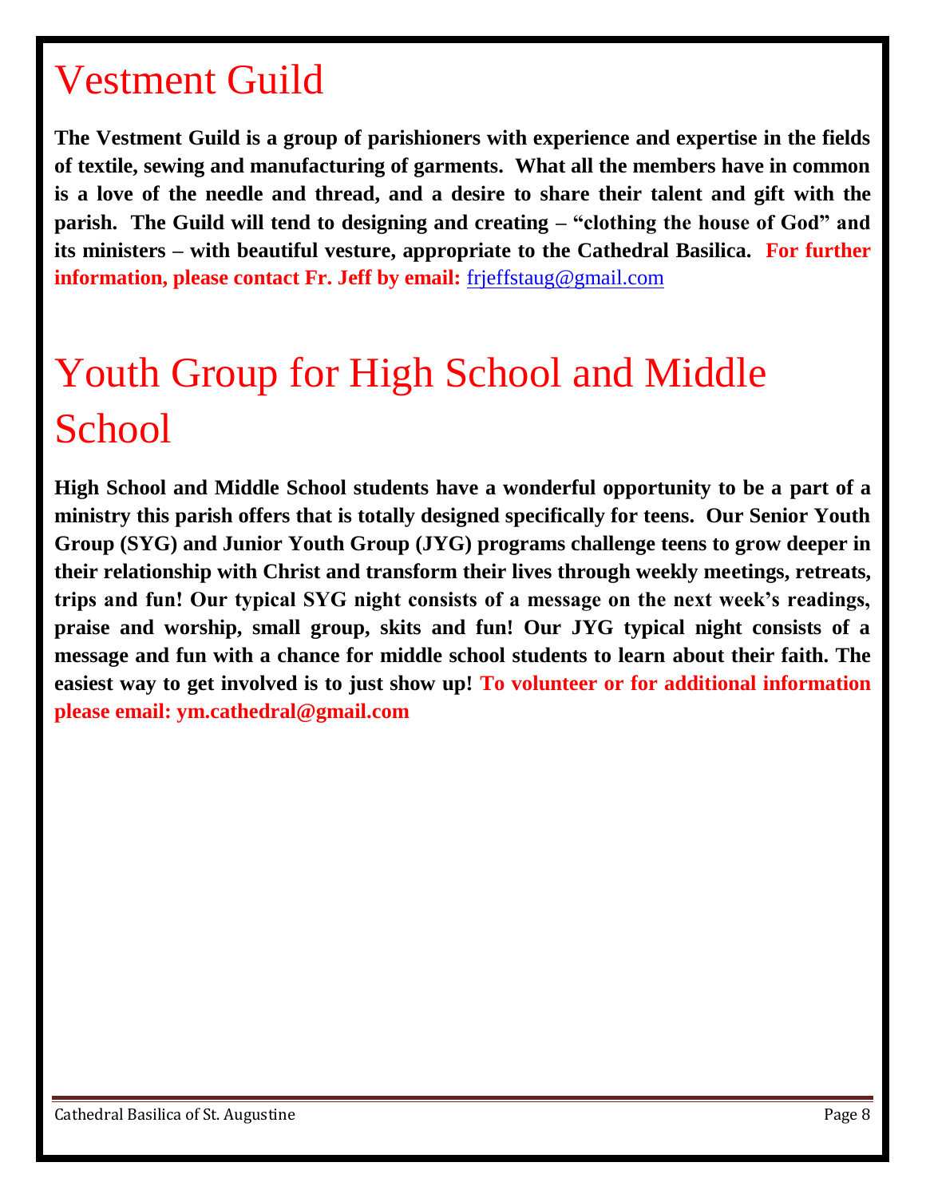# Vestment Guild

**The Vestment Guild is a group of parishioners with experience and expertise in the fields of textile, sewing and manufacturing of garments. What all the members have in common is a love of the needle and thread, and a desire to share their talent and gift with the parish. The Guild will tend to designing and creating – "clothing the house of God" and its ministers – with beautiful vesture, appropriate to the Cathedral Basilica. For further information, please contact Fr. Jeff by email:** frjeffstaug@gmail.com

# Youth Group for High School and Middle School

**High School and Middle School students have a wonderful opportunity to be a part of a ministry this parish offers that is totally designed specifically for teens. Our Senior Youth Group (SYG) and Junior Youth Group (JYG) programs challenge teens to grow deeper in their relationship with Christ and transform their lives through weekly meetings, retreats, trips and fun! Our typical SYG night consists of a message on the next week's readings, praise and worship, small group, skits and fun! Our JYG typical night consists of a message and fun with a chance for middle school students to learn about their faith. The easiest way to get involved is to just show up! To volunteer or for additional information please email: ym.cathedral@gmail.com**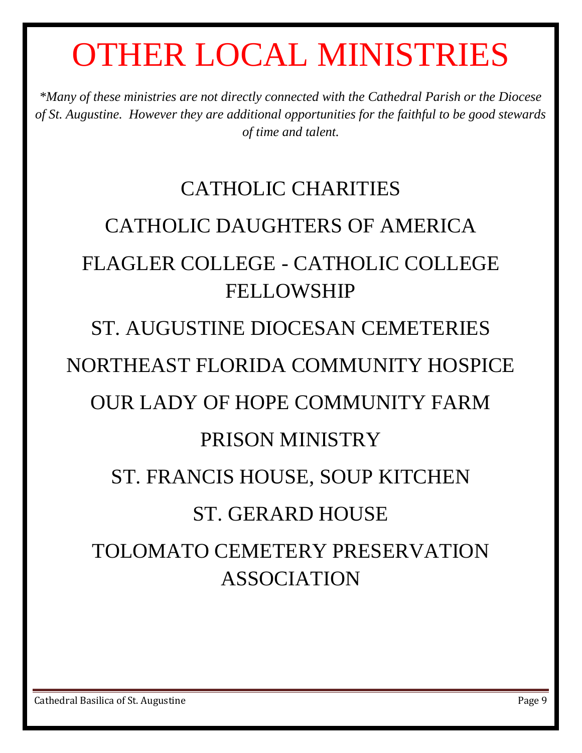# OTHER LOCAL MINISTRIES

*\*Many of these ministries are not directly connected with the Cathedral Parish or the Diocese of St. Augustine. However they are additional opportunities for the faithful to be good stewards of time and talent.*

CATHOLIC CHARITIES

CATHOLIC DAUGHTERS OF AMERICA

FLAGLER COLLEGE - CATHOLIC COLLEGE FELLOWSHIP

ST. AUGUSTINE DIOCESAN CEMETERIES

NORTHEAST FLORIDA COMMUNITY HOSPICE

OUR LADY OF HOPE COMMUNITY FARM

PRISON MINISTRY

ST. FRANCIS HOUSE, SOUP KITCHEN

ST. GERARD HOUSE

TOLOMATO CEMETERY PRESERVATION ASSOCIATION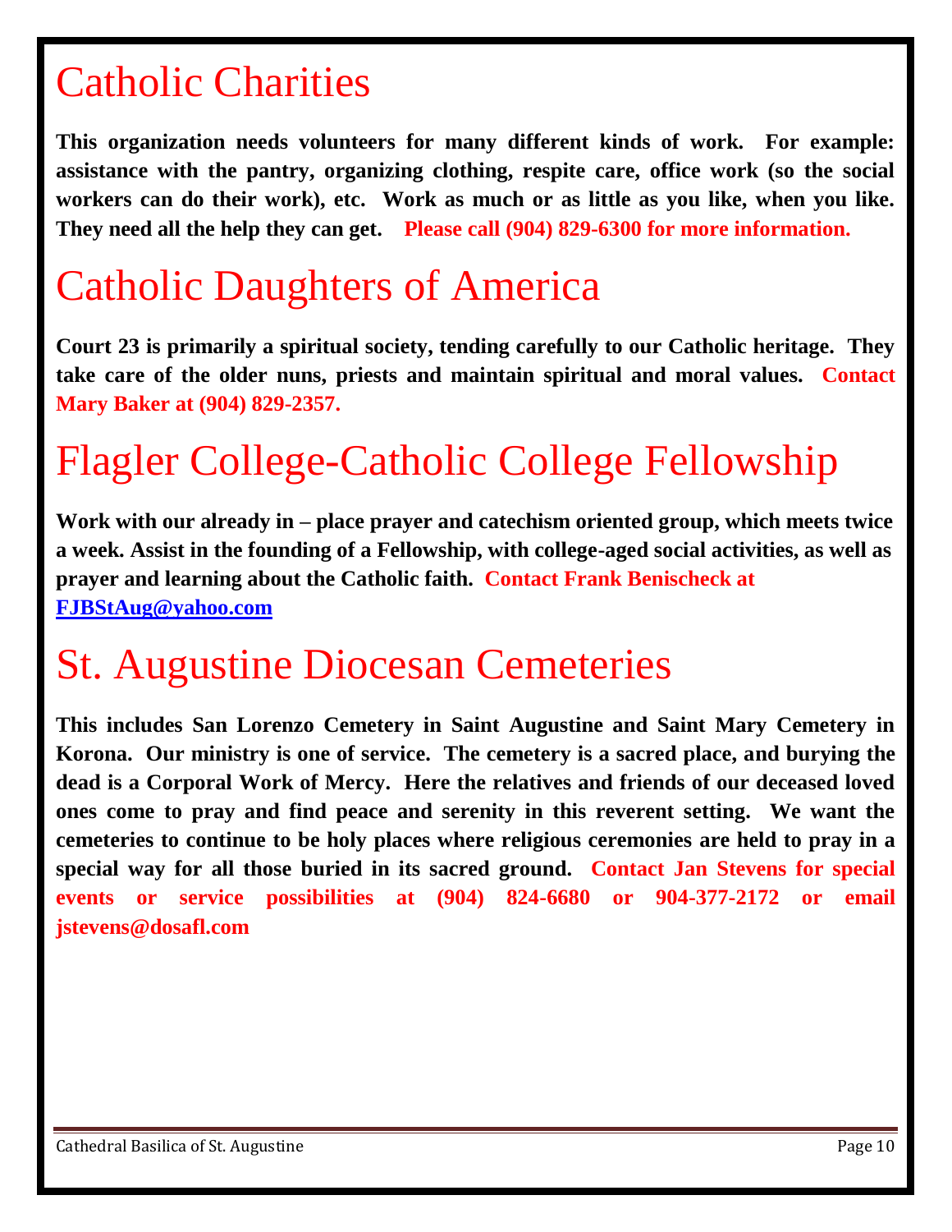# Catholic Charities

**This organization needs volunteers for many different kinds of work. For example: assistance with the pantry, organizing clothing, respite care, office work (so the social workers can do their work), etc. Work as much or as little as you like, when you like. They need all the help they can get. Please call (904) 829-6300 for more information.**

# Catholic Daughters of America

**Court 23 is primarily a spiritual society, tending carefully to our Catholic heritage. They take care of the older nuns, priests and maintain spiritual and moral values. Contact Mary Baker at (904) 829-2357.**

# Flagler College-Catholic College Fellowship

**Work with our already in – place prayer and catechism oriented group, which meets twice a week. Assist in the founding of a Fellowship, with college-aged social activities, as well as prayer and learning about the Catholic faith. Contact Frank Benischeck at [FJBStAug@yahoo.com](mailto:FJBStAug@yahoo.com)**

# St. Augustine Diocesan Cemeteries

**This includes San Lorenzo Cemetery in Saint Augustine and Saint Mary Cemetery in Korona. Our ministry is one of service. The cemetery is a sacred place, and burying the dead is a Corporal Work of Mercy. Here the relatives and friends of our deceased loved ones come to pray and find peace and serenity in this reverent setting. We want the cemeteries to continue to be holy places where religious ceremonies are held to pray in a special way for all those buried in its sacred ground. Contact Jan Stevens for special events or service possibilities at (904) 824-6680 or 904-377-2172 or email jstevens@dosafl.com**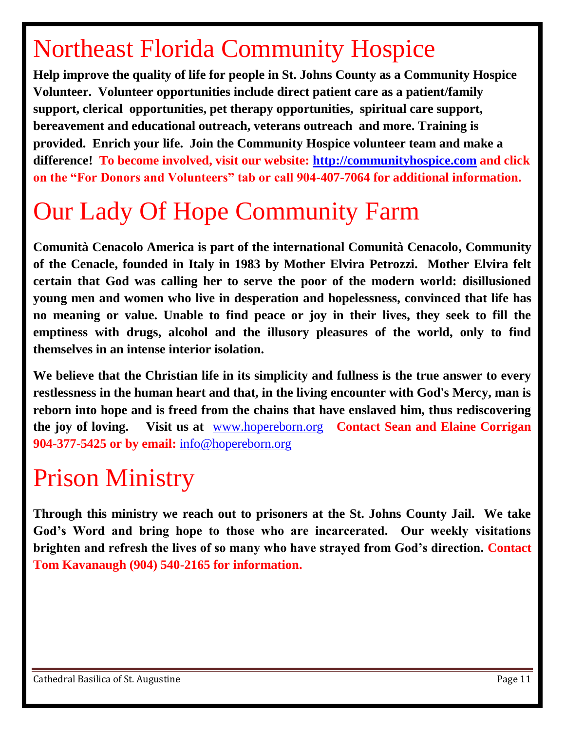# Northeast Florida Community Hospice

**Help improve the quality of life for people in St. Johns County as a Community Hospice Volunteer. Volunteer opportunities include direct patient care as a patient/family support, clerical opportunities, pet therapy opportunities, spiritual care support, bereavement and educational outreach, veterans outreach and more. Training is provided. Enrich your life. Join the Community Hospice volunteer team and make a difference! To become involved, visit our website: [http://communityhospice.com](http://communityhospice.com) and click on the "For Donors and Volunteers" tab or call 904-407-7064 for additional information.**

# Our Lady Of Hope Community Farm

**Comunità Cenacolo America is part of the international Comunità Cenacolo, Community of the Cenacle, founded in Italy in 1983 by Mother Elvira Petrozzi. Mother Elvira felt certain that God was calling her to serve the poor of the modern world: disillusioned young men and women who live in desperation and hopelessness, convinced that life has no meaning or value. Unable to find peace or joy in their lives, they seek to fill the emptiness with drugs, alcohol and the illusory pleasures of the world, only to find themselves in an intense interior isolation.**

**We believe that the Christian life in its simplicity and fullness is the true answer to every restlessness in the human heart and that, in the living encounter with God's Mercy, man is reborn into hope and is freed from the chains that have enslaved him, thus rediscovering the joy of loving. Visit us at** [www.hopereborn.org](http://www.hopereborn.org) **Contact Sean and Elaine Corrigan 904-377-5425 or by email:** [info@hopereborn.org](mailto:info@hopereborn.org)

# Prison Ministry

**Through this ministry we reach out to prisoners at the St. Johns County Jail. We take God's Word and bring hope to those who are incarcerated. Our weekly visitations brighten and refresh the lives of so many who have strayed from God's direction. Contact Tom Kavanaugh (904) 540-2165 for information.**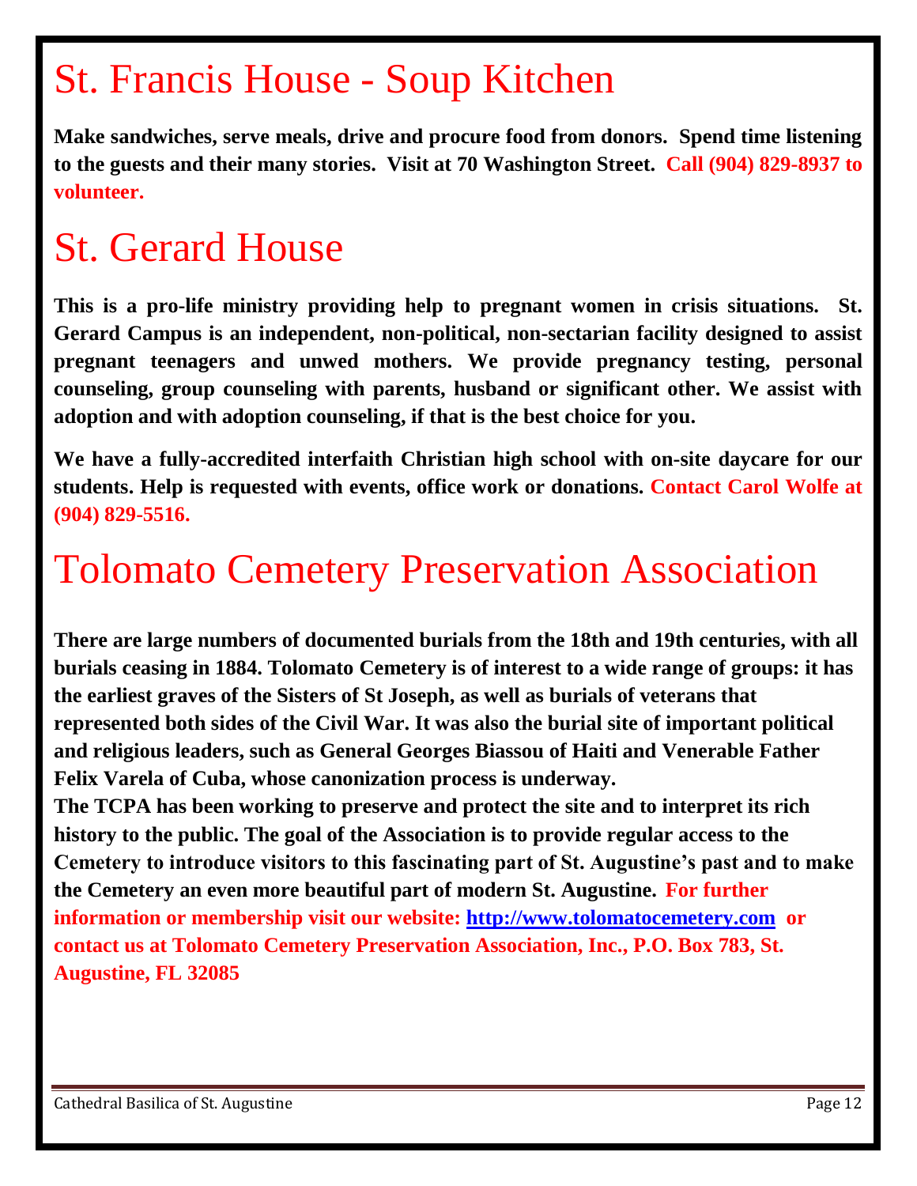# St. Francis House - Soup Kitchen

**Make sandwiches, serve meals, drive and procure food from donors. Spend time listening to the guests and their many stories. Visit at 70 Washington Street. Call (904) 829-8937 to volunteer.**

# St. Gerard House

**This is a pro-life ministry providing help to pregnant women in crisis situations. St. Gerard Campus is an independent, non-political, non-sectarian facility designed to assist pregnant teenagers and unwed mothers. We provide pregnancy testing, personal counseling, group counseling with parents, husband or significant other. We assist with adoption and with adoption counseling, if that is the best choice for you.**

**We have a fully-accredited interfaith Christian high school with on-site daycare for our students. Help is requested with events, office work or donations. Contact Carol Wolfe at (904) 829-5516.**

# Tolomato Cemetery Preservation Association

**There are large numbers of documented burials from the 18th and 19th centuries, with all burials ceasing in 1884. Tolomato Cemetery is of interest to a wide range of groups: it has the earliest graves of the Sisters of St Joseph, as well as burials of veterans that represented both sides of the Civil War. It was also the burial site of important political and religious leaders, such as General Georges Biassou of Haiti and Venerable Father Felix Varela of Cuba, whose canonization process is underway.**

**The TCPA has been working to preserve and protect the site and to interpret its rich history to the public. The goal of the Association is to provide regular access to the Cemetery to introduce visitors to this fascinating part of St. Augustine's past and to make the Cemetery an even more beautiful part of modern St. Augustine. For further information or membership visit our website: [http://www.tolomatocemetery.com](http://www.tolomatocemetery.com) or contact us at Tolomato Cemetery Preservation Association, Inc., P.O. Box 783, St. Augustine, FL 32085**